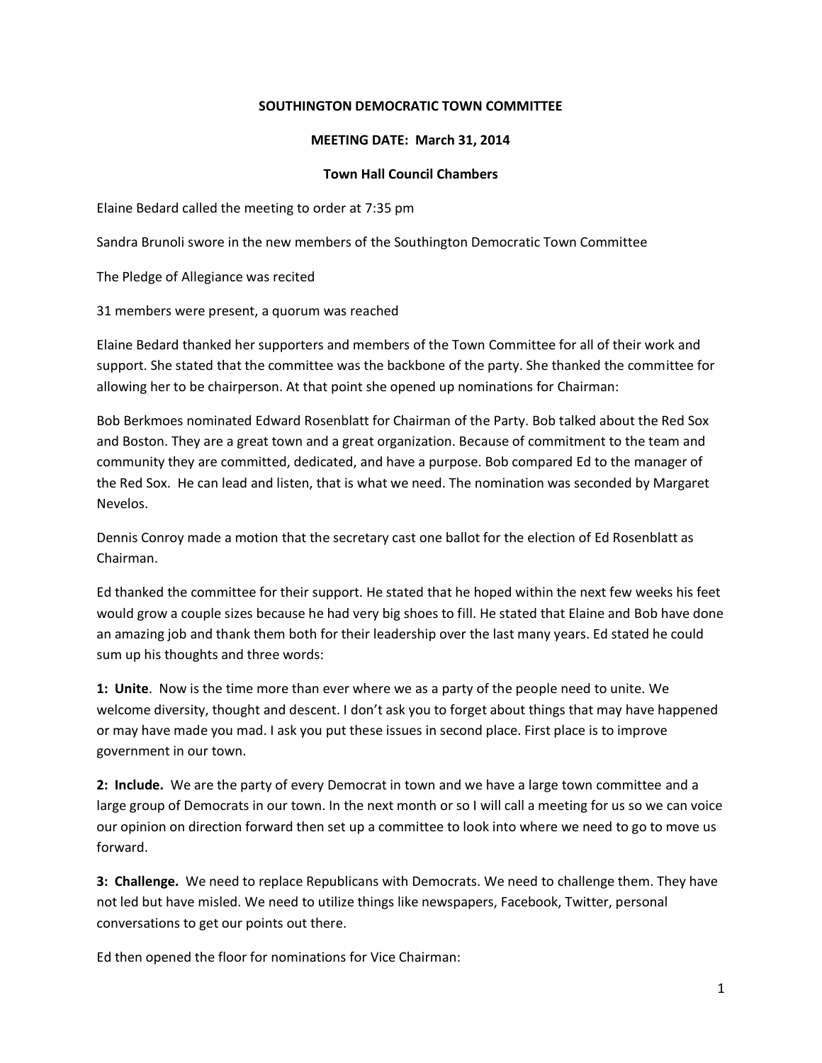**SOUTHINGTON DEMOCRATIC TOWN COMMITTEE**

**MEETING DATE: March 31, 2014**

**Town Hall Council Chambers**

Elaine Bedard called the meeting to order at 7:35 pm

Sandra Brunoli swore in the new members of the Southington Democratic Town Committee

The Pledge of Allegiance was recited

31 members were present, a quorum was reached

Elaine Bedard thanked her supporters and members of the Town Committee for all of their work and support. She stated that the committee was the backbone of the party. She thanked the committee for allowing her to be chairperson. At that point she opened up nominations for Chairman:

Bob Berkmoes nominated Edward Rosenblatt for Chairman of the Party. Bob talked about the Red Sox and Boston. They are a great town and a great organization. Because of commitment to the team and community they are committed, dedicated, and have a purpose. Bob compared Ed to the manager of the Red Sox. He can lead and listen, that is what we need. The nomination was seconded by Margaret Nevelos.

Dennis Conroy made a motion that the secretary cast one ballot for the election of Ed Rosenblatt as Chairman.

Ed thanked the committee for their support. He stated that he hoped within the next few weeks his feet would grow a couple sizes because he had very big shoes to fill. He stated that Elaine and Bob have done an amazing job and thank them both for their leadership over the last many years. Ed stated he could sum up his thoughts and three words:

**1: Unite**. Now is the time more than ever where we as a party of the people need to unite. We welcome diversity, thought and descent. I don't ask you to forget about things that may have happened or may have made you mad. I ask you put these issues in second place. First place is to improve government in our town.

**2: Include.** We are the party of every Democrat in town and we have a large town committee and a large group of Democrats in our town. In the next month or so I will call a meeting for us so we can voice our opinion on direction forward then set up a committee to look into where we need to go to move us forward.

**3: Challenge.** We need to replace Republicans with Democrats. We need to challenge them. They have not led but have misled. We need to utilize things like newspapers, Facebook, Twitter, personal conversations to get our points out there.

Ed then opened the floor for nominations for Vice Chairman: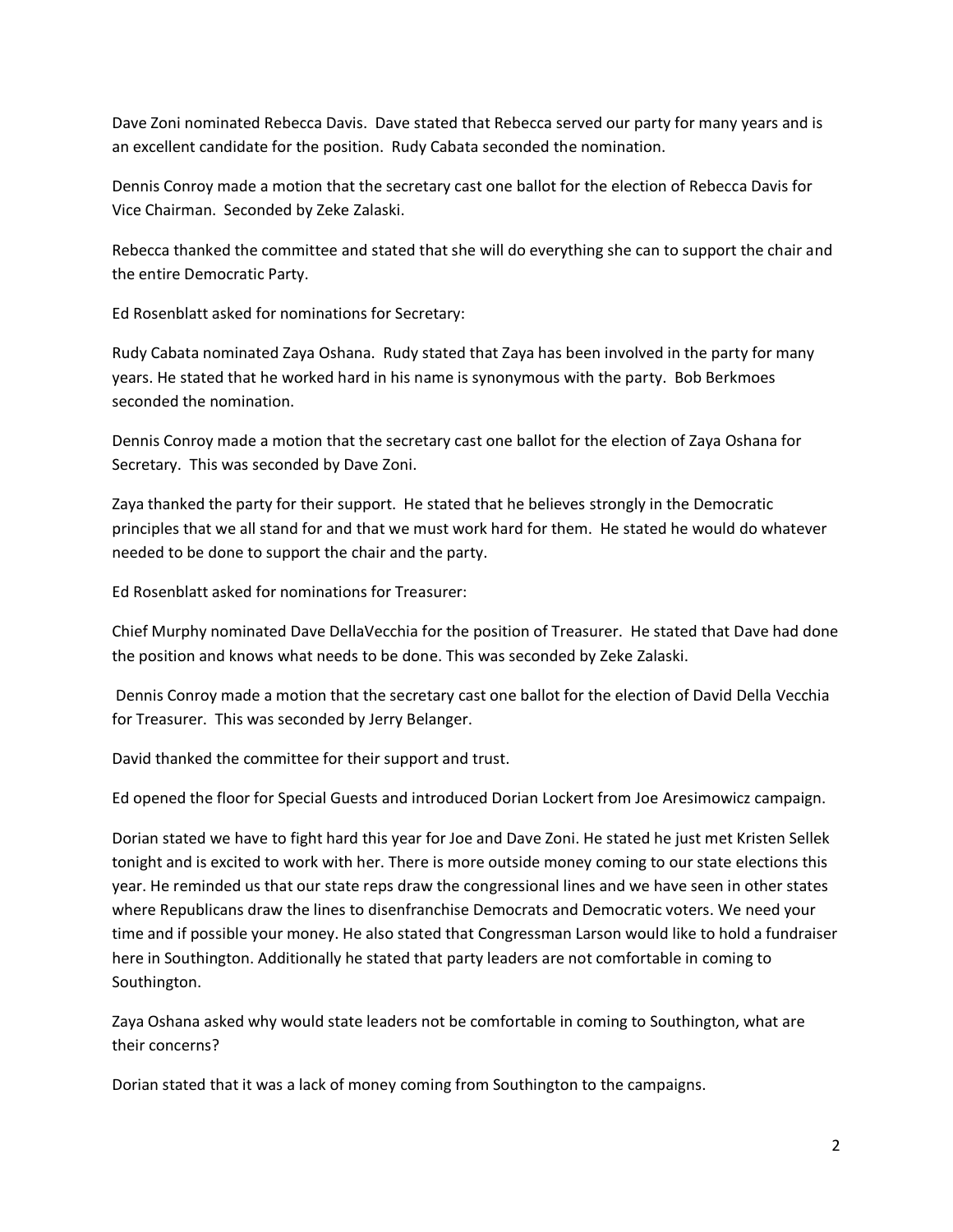Dave Zoni nominated Rebecca Davis. Dave stated that Rebecca served our party for many years and is an excellent candidate for the position. Rudy Cabata seconded the nomination.

Dennis Conroy made a motion that the secretary cast one ballot for the election of Rebecca Davis for Vice Chairman. Seconded by Zeke Zalaski.

Rebecca thanked the committee and stated that she will do everything she can to support the chair and the entire Democratic Party.

Ed Rosenblatt asked for nominations for Secretary:

Rudy Cabata nominated Zaya Oshana. Rudy stated that Zaya has been involved in the party for many years. He stated that he worked hard in his name is synonymous with the party. Bob Berkmoes seconded the nomination.

Dennis Conroy made a motion that the secretary cast one ballot for the election of Zaya Oshana for Secretary. This was seconded by Dave Zoni.

Zaya thanked the party for their support. He stated that he believes strongly in the Democratic principles that we all stand for and that we must work hard for them. He stated he would do whatever needed to be done to support the chair and the party.

Ed Rosenblatt asked for nominations for Treasurer:

Chief Murphy nominated Dave DellaVecchia for the position of Treasurer. He stated that Dave had done the position and knows what needs to be done. This was seconded by Zeke Zalaski.

Dennis Conroy made a motion that the secretary cast one ballot for the election of David Della Vecchia for Treasurer. This was seconded by Jerry Belanger.

David thanked the committee for their support and trust.

Ed opened the floor for Special Guests and introduced Dorian Lockert from Joe Aresimowicz campaign.

Dorian stated we have to fight hard this year for Joe and Dave Zoni. He stated he just met Kristen Sellek tonight and is excited to work with her. There is more outside money coming to our state elections this year. He reminded us that our state reps draw the congressional lines and we have seen in other states where Republicans draw the lines to disenfranchise Democrats and Democratic voters. We need your time and if possible your money. He also stated that Congressman Larson would like to hold a fundraiser here in Southington. Additionally he stated that party leaders are not comfortable in coming to Southington.

Zaya Oshana asked why would state leaders not be comfortable in coming to Southington, what are their concerns?

Dorian stated that it was a lack of money coming from Southington to the campaigns.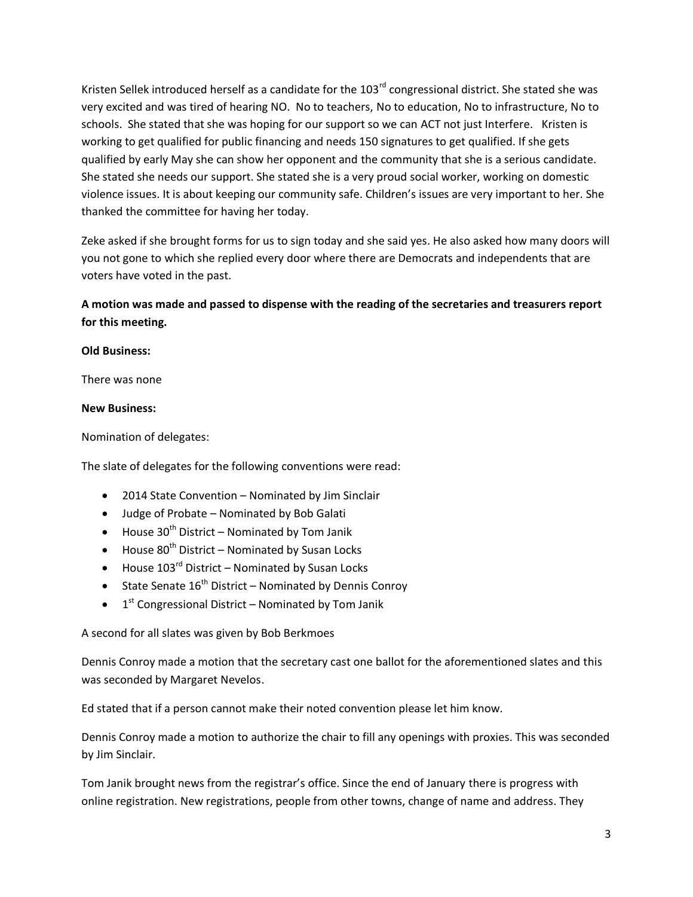Kristen Sellek introduced herself as a candidate for the 103rd congressional district. She stated she was very excited and was tired of hearing NO. No to teachers, No to education, No to infrastructure, No to schools. She stated that she was hoping for our support so we can ACT not just Interfere. Kristen is working to get qualified for public financing and needs 150 signatures to get qualified. If she gets qualified by early May she can show her opponent and the community that she is a serious candidate. She stated she needs our support. She stated she is a very proud social worker, working on domestic violence issues. It is about keeping our community safe. Children's issues are very important to her. She thanked the committee for having her today.

Zeke asked if she brought forms for us to sign today and she said yes. He also asked how many doors will you not gone to which she replied every door where there are Democrats and independents that are voters have voted in the past.

**A motion was made and passed to dispense with the reading of the secretaries and treasurers report for this meeting.**

**Old Business:**

There was none

**New Business:**

Nomination of delegates:

The slate of delegates for the following conventions were read:

- 2014 State Convention – Nominated by Jim Sinclair
- Judge of Probate – Nominated by Bob Galati
- House 30th District – Nominated by Tom Janik
- House 80th District – Nominated by Susan Locks
- House 103rd District – Nominated by Susan Locks
- State Senate 16th District – Nominated by Dennis Conroy
- 1st Congressional District – Nominated by Tom Janik

A second for all slates was given by Bob Berkmoes

Dennis Conroy made a motion that the secretary cast one ballot for the aforementioned slates and this was seconded by Margaret Nevelos.

Ed stated that if a person cannot make their noted convention please let him know.

Dennis Conroy made a motion to authorize the chair to fill any openings with proxies. This was seconded by Jim Sinclair.

Tom Janik brought news from the registrar's office. Since the end of January there is progress with online registration. New registrations, people from other towns, change of name and address. They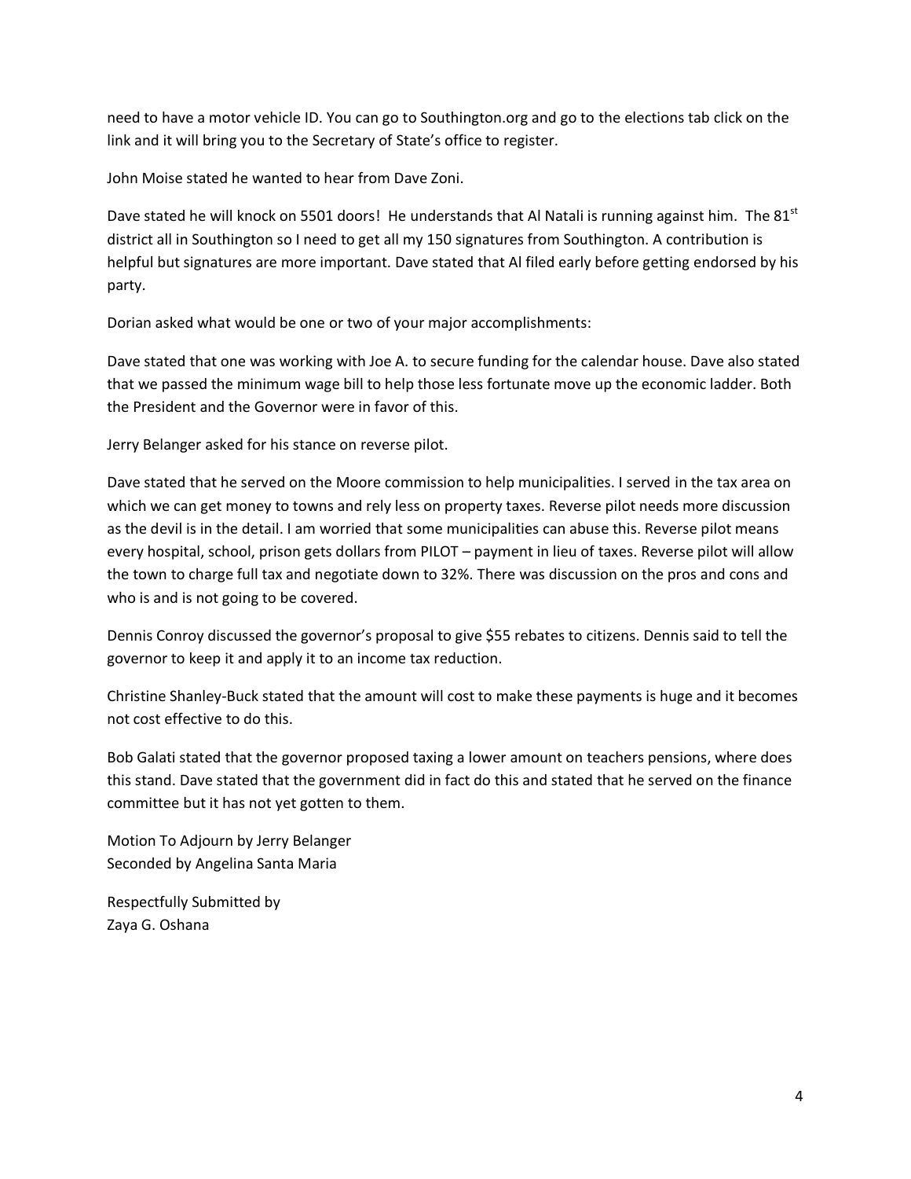need to have a motor vehicle ID. You can go to Southington.org and go to the elections tab click on the link and it will bring you to the Secretary of State's office to register.

John Moise stated he wanted to hear from Dave Zoni.

Dave stated he will knock on 5501 doors! He understands that Al Natali is running against him. The 81st district all in Southington so I need to get all my 150 signatures from Southington. A contribution is helpful but signatures are more important. Dave stated that Al filed early before getting endorsed by his party.

Dorian asked what would be one or two of your major accomplishments:

Dave stated that one was working with Joe A. to secure funding for the calendar house. Dave also stated that we passed the minimum wage bill to help those less fortunate move up the economic ladder. Both the President and the Governor were in favor of this.

Jerry Belanger asked for his stance on reverse pilot.

Dave stated that he served on the Moore commission to help municipalities. I served in the tax area on which we can get money to towns and rely less on property taxes. Reverse pilot needs more discussion as the devil is in the detail. I am worried that some municipalities can abuse this. Reverse pilot means every hospital, school, prison gets dollars from PILOT – payment in lieu of taxes. Reverse pilot will allow the town to charge full tax and negotiate down to 32%. There was discussion on the pros and cons and who is and is not going to be covered.

Dennis Conroy discussed the governor's proposal to give $55 rebates to citizens. Dennis said to tell the governor to keep it and apply it to an income tax reduction.

Christine Shanley-Buck stated that the amount will cost to make these payments is huge and it becomes not cost effective to do this.

Bob Galati stated that the governor proposed taxing a lower amount on teachers pensions, where does this stand. Dave stated that the government did in fact do this and stated that he served on the finance committee but it has not yet gotten to them.

Motion To Adjourn by Jerry Belanger
Seconded by Angelina Santa Maria

Respectfully Submitted by
Zaya G. Oshana